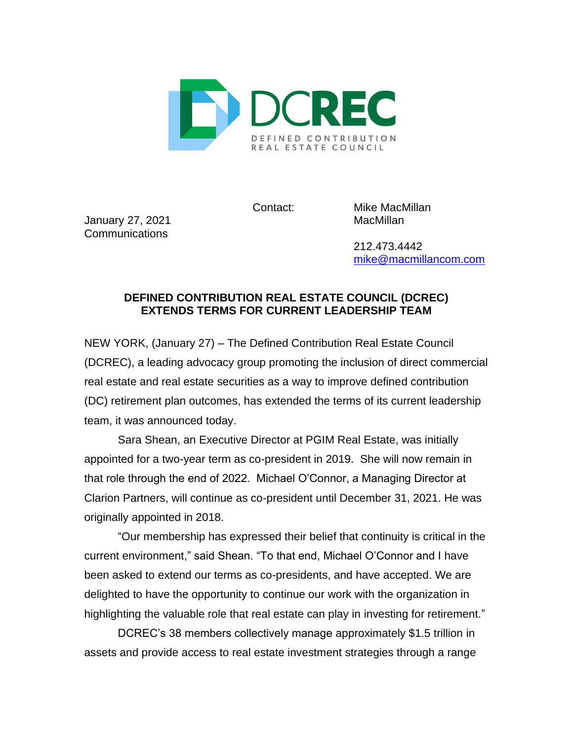DCREC
DEFINED CONTRIBUTION REAL ESTATE COUNCIL

January 27, 2021

Contact: Mike MacMillan
MacMillan Communications
212.473.4442
mike@macmillancom.com

**DEFINED CONTRIBUTION REAL ESTATE COUNCIL (DCREC) EXTENDS TERMS FOR CURRENT LEADERSHIP TEAM**

NEW YORK, (January 27) – The Defined Contribution Real Estate Council (DCREC), a leading advocacy group promoting the inclusion of direct commercial real estate and real estate securities as a way to improve defined contribution (DC) retirement plan outcomes, has extended the terms of its current leadership team, it was announced today.

Sara Shean, an Executive Director at PGIM Real Estate, was initially appointed for a two-year term as co-president in 2019. She will now remain in that role through the end of 2022. Michael O'Connor, a Managing Director at Clarion Partners, will continue as co-president until December 31, 2021. He was originally appointed in 2018.

"Our membership has expressed their belief that continuity is critical in the current environment," said Shean. "To that end, Michael O'Connor and I have been asked to extend our terms as co-presidents, and have accepted. We are delighted to have the opportunity to continue our work with the organization in highlighting the valuable role that real estate can play in investing for retirement."

DCREC's 38 members collectively manage approximately $1.5 trillion in assets and provide access to real estate investment strategies through a range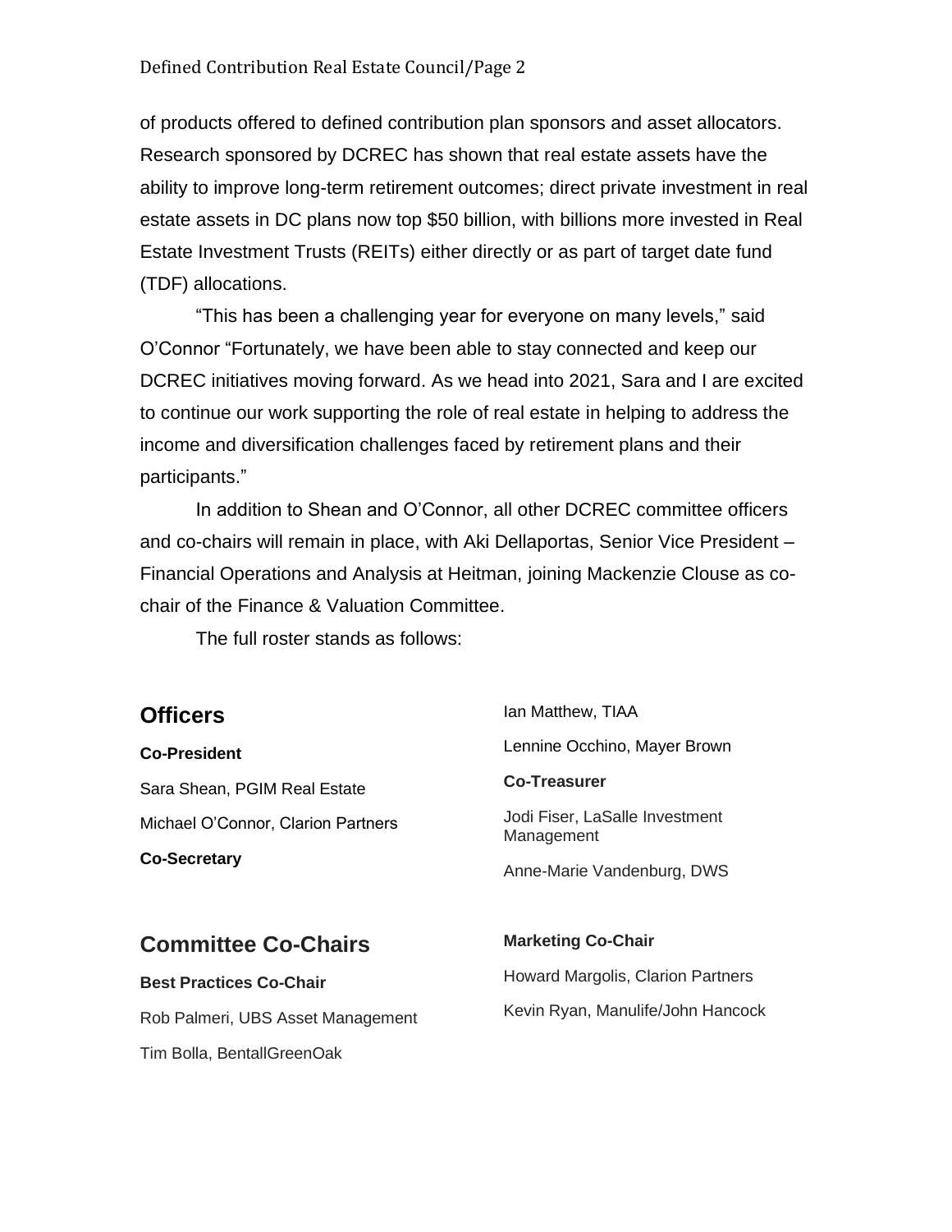of products offered to defined contribution plan sponsors and asset allocators. Research sponsored by DCREC has shown that real estate assets have the ability to improve long-term retirement outcomes; direct private investment in real estate assets in DC plans now top $50 billion, with billions more invested in Real Estate Investment Trusts (REITs) either directly or as part of target date fund (TDF) allocations.

"This has been a challenging year for everyone on many levels," said O'Connor "Fortunately, we have been able to stay connected and keep our DCREC initiatives moving forward. As we head into 2021, Sara and I are excited to continue our work supporting the role of real estate in helping to address the income and diversification challenges faced by retirement plans and their participants."

In addition to Shean and O'Connor, all other DCREC committee officers and co-chairs will remain in place, with Aki Dellaportas, Senior Vice President – Financial Operations and Analysis at Heitman, joining Mackenzie Clouse as co-chair of the Finance & Valuation Committee.

The full roster stands as follows:

## Officers

**Co-President**

Sara Shean, PGIM Real Estate

Michael O'Connor, Clarion Partners

**Co-Secretary**

Ian Matthew, TIAA

Lennine Occhino, Mayer Brown

**Co-Treasurer**

Jodi Fiser, LaSalle Investment Management

Anne-Marie Vandenburg, DWS

## Committee Co-Chairs

**Best Practices Co-Chair**

Rob Palmeri, UBS Asset Management

Tim Bolla, BentallGreenOak

**Marketing Co-Chair**

Howard Margolis, Clarion Partners

Kevin Ryan, Manulife/John Hancock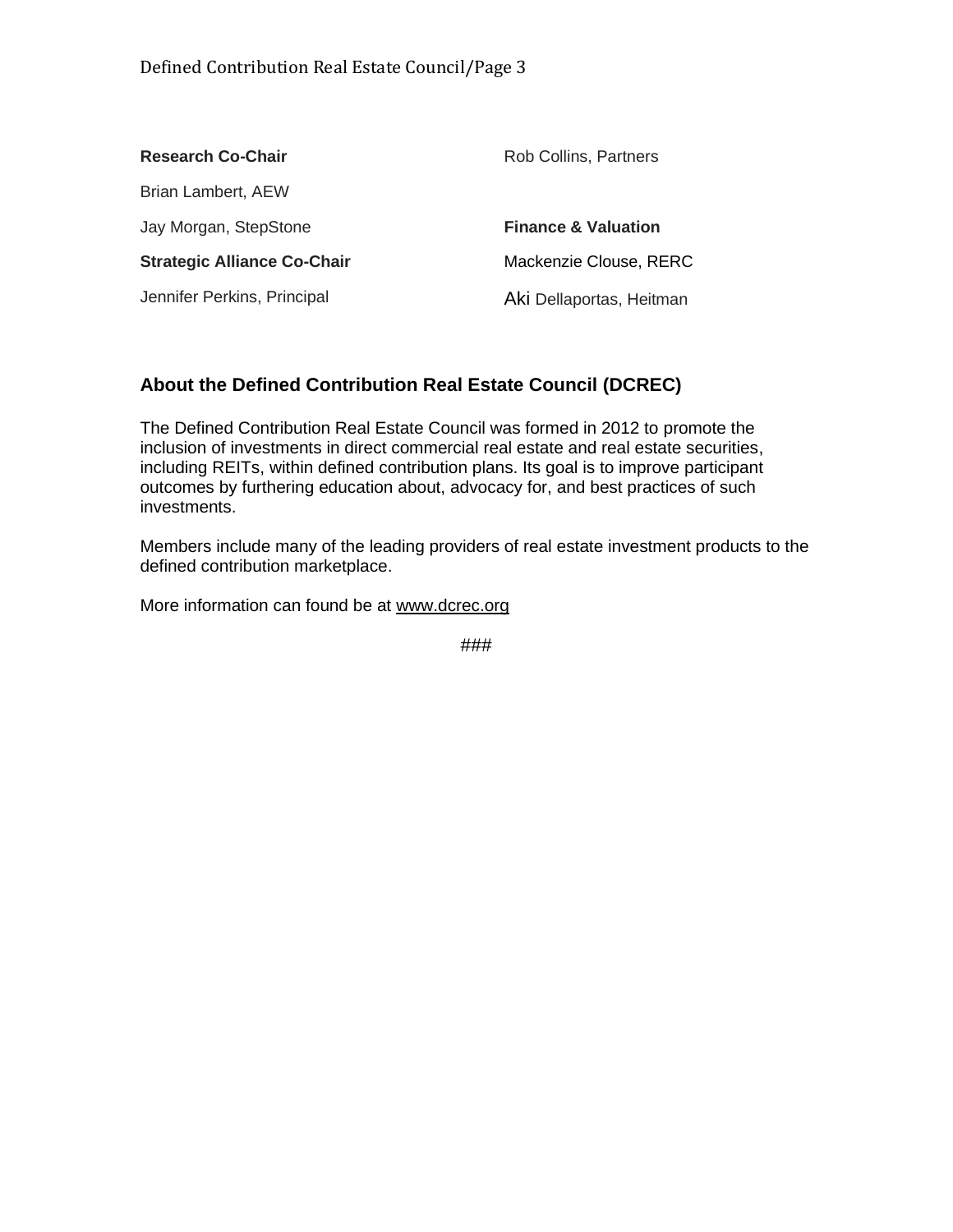**Research Co-Chair**

Brian Lambert, AEW

Jay Morgan, StepStone

**Strategic Alliance Co-Chair**

Jennifer Perkins, Principal

Rob Collins, Partners

**Finance & Valuation**

Mackenzie Clouse, RERC

Aki Dellaportas, Heitman

## About the Defined Contribution Real Estate Council (DCREC)

The Defined Contribution Real Estate Council was formed in 2012 to promote the inclusion of investments in direct commercial real estate and real estate securities, including REITs, within defined contribution plans. Its goal is to improve participant outcomes by furthering education about, advocacy for, and best practices of such investments.

Members include many of the leading providers of real estate investment products to the defined contribution marketplace.

More information can found be at www.dcrec.org

###